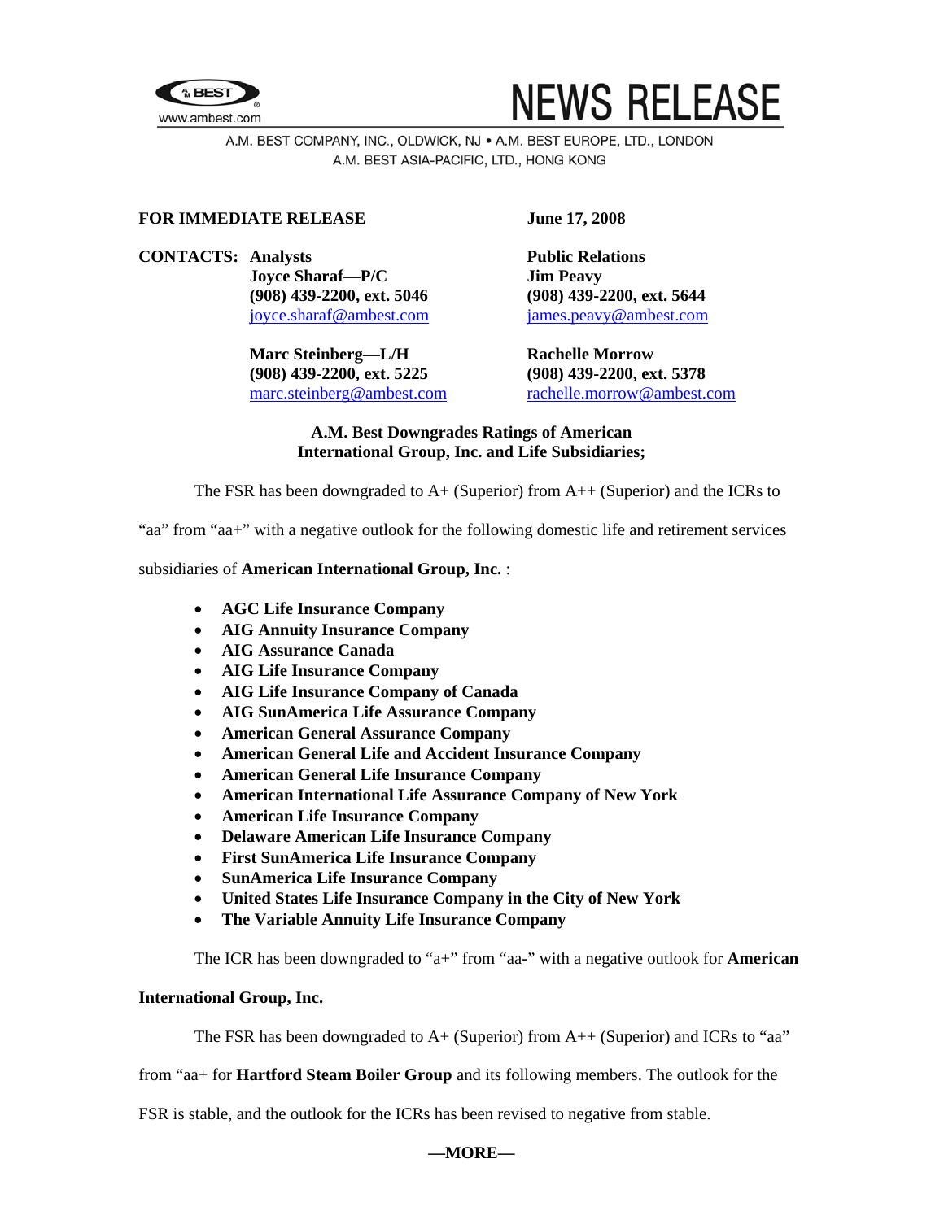NEWS RELEASE

A.M. BEST COMPANY, INC., OLDWICK, NJ • A.M. BEST EUROPE, LTD., LONDON
A.M. BEST ASIA-PACIFIC, LTD., HONG KONG

**FOR IMMEDIATE RELEASE** **June 17, 2008**

**CONTACTS: Analysts**
**Joyce Sharaf—P/C**
**(908) 439-2200, ext. 5046**
joyce.sharaf@ambest.com

**Marc Steinberg—L/H**
**(908) 439-2200, ext. 5225**
marc.steinberg@ambest.com

**Public Relations**
**Jim Peavy**
**(908) 439-2200, ext. 5644**
james.peavy@ambest.com

**Rachelle Morrow**
**(908) 439-2200, ext. 5378**
rachelle.morrow@ambest.com

**A.M. Best Downgrades Ratings of American International Group, Inc. and Life Subsidiaries;**

The FSR has been downgraded to A+ (Superior) from A++ (Superior) and the ICRs to "aa" from "aa+" with a negative outlook for the following domestic life and retirement services subsidiaries of **American International Group, Inc.** :

- **AGC Life Insurance Company**
- **AIG Annuity Insurance Company**
- **AIG Assurance Canada**
- **AIG Life Insurance Company**
- **AIG Life Insurance Company of Canada**
- **AIG SunAmerica Life Assurance Company**
- **American General Assurance Company**
- **American General Life and Accident Insurance Company**
- **American General Life Insurance Company**
- **American International Life Assurance Company of New York**
- **American Life Insurance Company**
- **Delaware American Life Insurance Company**
- **First SunAmerica Life Insurance Company**
- **SunAmerica Life Insurance Company**
- **United States Life Insurance Company in the City of New York**
- **The Variable Annuity Life Insurance Company**

The ICR has been downgraded to "a+" from "aa-" with a negative outlook for **American International Group, Inc.**

The FSR has been downgraded to A+ (Superior) from A++ (Superior) and ICRs to "aa" from "aa+ for **Hartford Steam Boiler Group** and its following members. The outlook for the FSR is stable, and the outlook for the ICRs has been revised to negative from stable.

**—MORE—**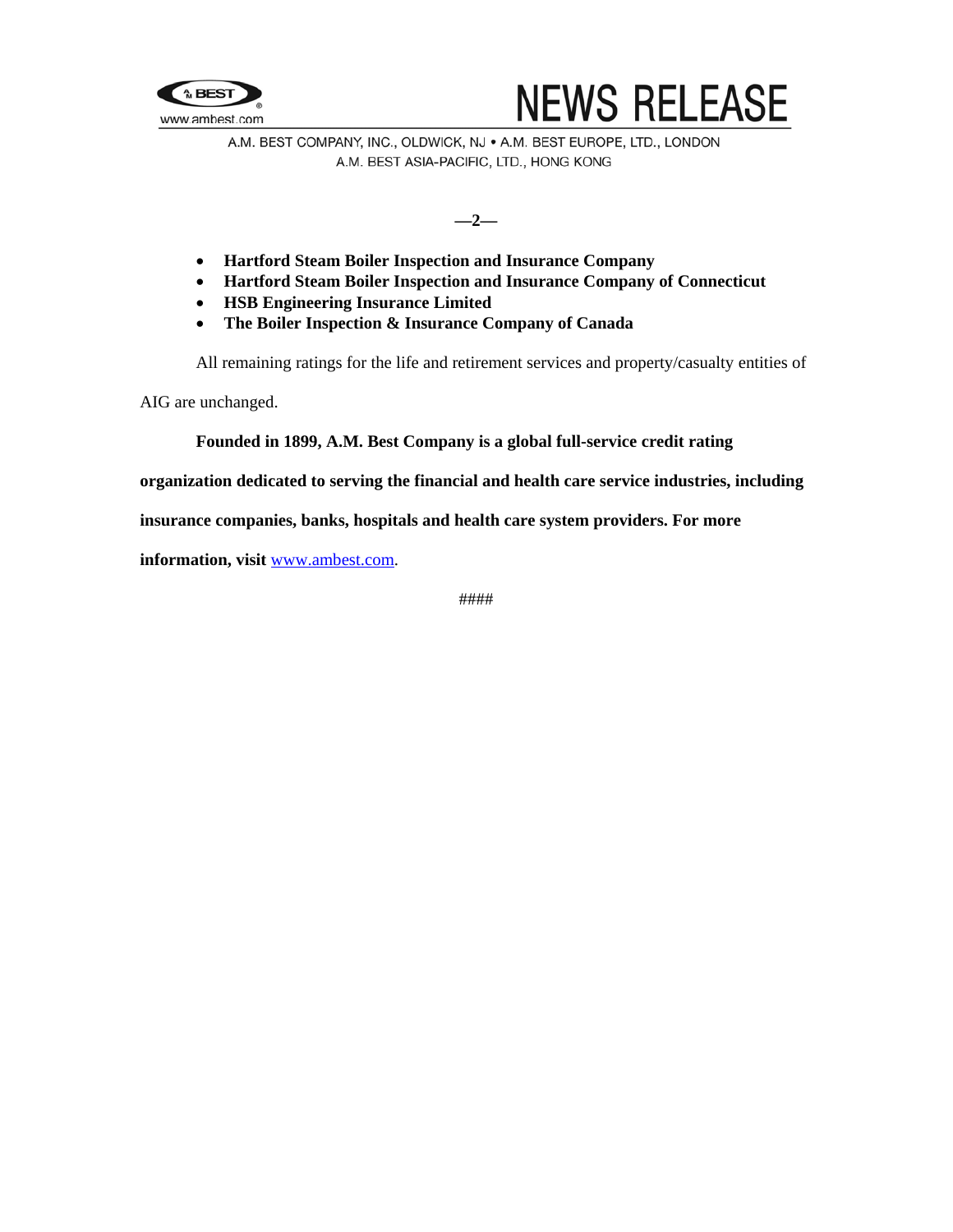- **Hartford Steam Boiler Inspection and Insurance Company**
- **Hartford Steam Boiler Inspection and Insurance Company of Connecticut**
- **HSB Engineering Insurance Limited**
- **The Boiler Inspection & Insurance Company of Canada**

All remaining ratings for the life and retirement services and property/casualty entities of AIG are unchanged.

**Founded in 1899, A.M. Best Company is a global full-service credit rating organization dedicated to serving the financial and health care service industries, including insurance companies, banks, hospitals and health care system providers. For more information, visit** www.ambest.com.

####